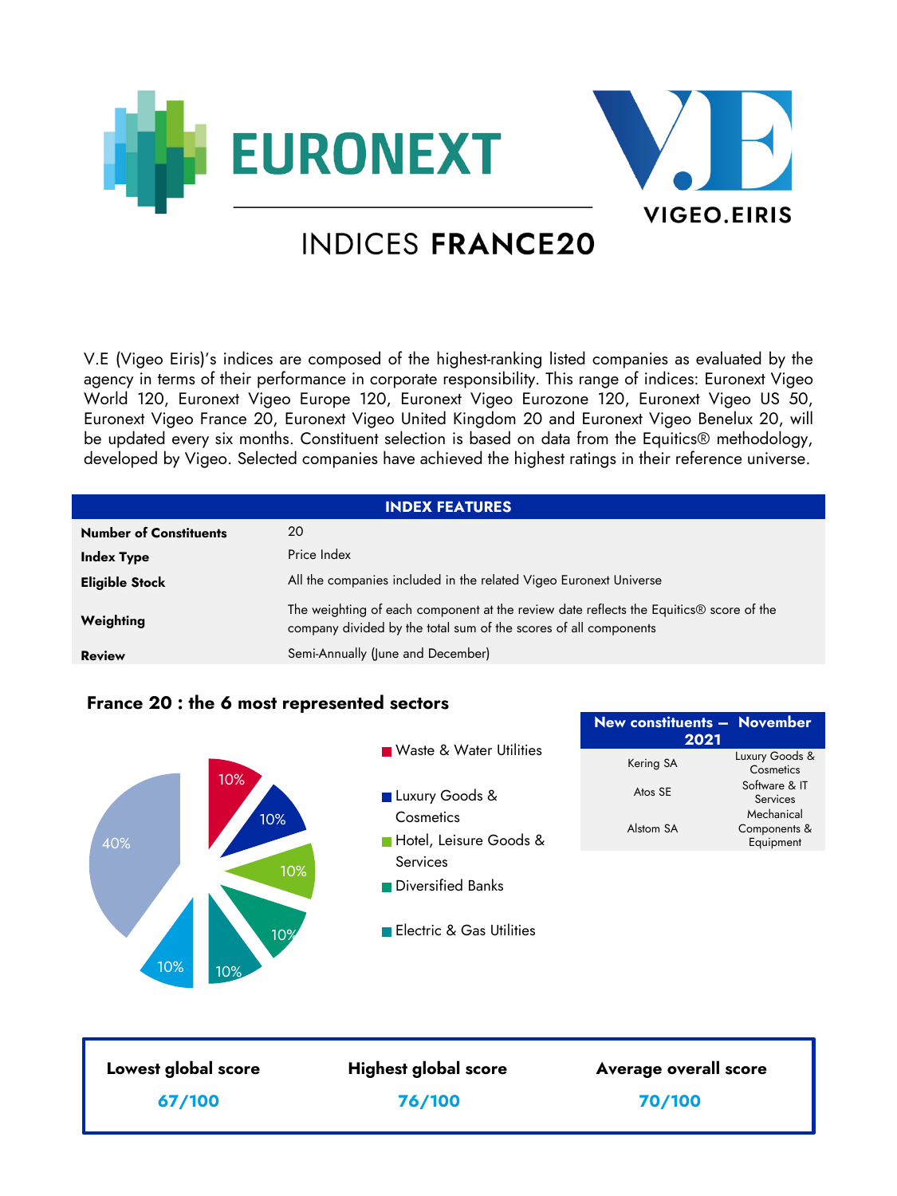# INDICES FRANCE20

V.E (Vigeo Eiris)'s indices are composed of the highest-ranking listed companies as evaluated by the agency in terms of their performance in corporate responsibility. This range of indices: Euronext Vigeo World 120, Euronext Vigeo Europe 120, Euronext Vigeo Eurozone 120, Euronext Vigeo US 50, Euronext Vigeo France 20, Euronext Vigeo United Kingdom 20 and Euronext Vigeo Benelux 20, will be updated every six months. Constituent selection is based on data from the Equitics® methodology, developed by Vigeo. Selected companies have achieved the highest ratings in their reference universe.

| INDEX FEATURES | |
|---|---|
| **Number of Constituents** | 20 |
| **Index Type** | Price Index |
| **Eligible Stock** | All the companies included in the related Vigeo Euronext Universe |
| **Weighting** | The weighting of each component at the review date reflects the Equitics® score of the company divided by the total sum of the scores of all components |
| **Review** | Semi-Annually (June and December) |

## France 20 : the 6 most represented sectors

- Waste & Water Utilities: 10%
- Luxury Goods & Cosmetics: 10%
- Hotel, Leisure Goods & Services: 10%
- Diversified Banks: 10%
- Electric & Gas Utilities: 10%
- 10%
- 40%

| New constituents – November 2021 | |
|---|---|
| Kering SA | Luxury Goods & Cosmetics |
| Atos SE | Software & IT Services |
| Alstom SA | Mechanical Components & Equipment |

| Lowest global score | Highest global score | Average overall score |
|---|---|---|
| 67/100 | 76/100 | 70/100 |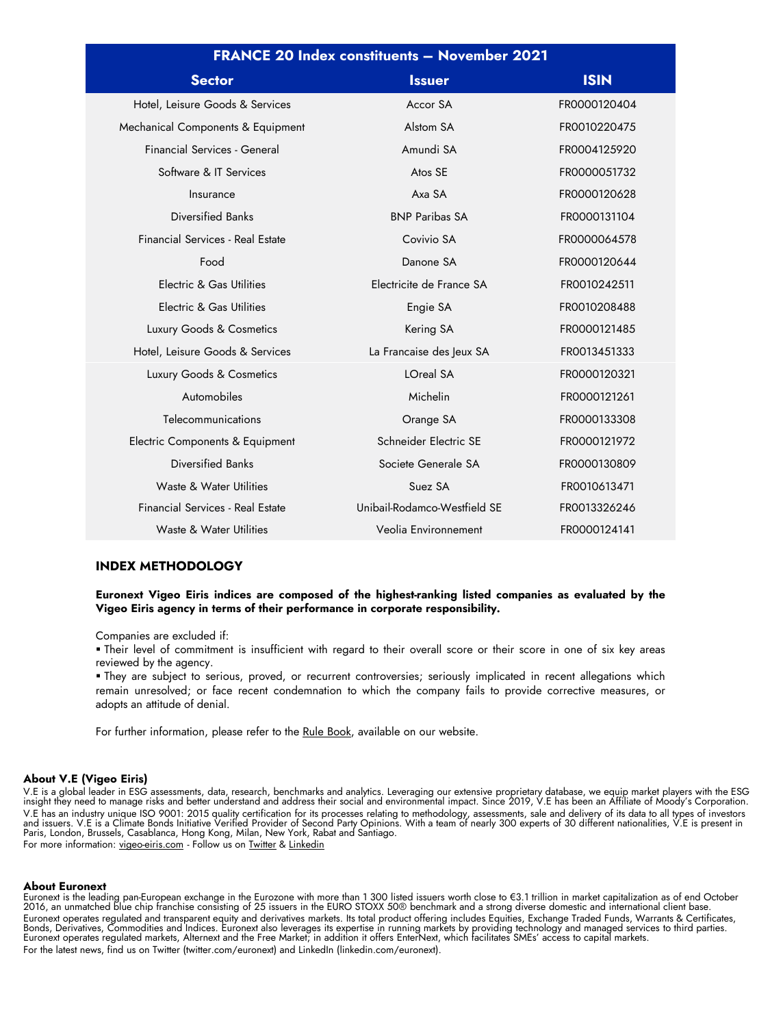| FRANCE 20 Index constituents – November 2021 | | |
|---|---|---|
| **Sector** | **Issuer** | **ISIN** |
| Hotel, Leisure Goods & Services | Accor SA | FR0000120404 |
| Mechanical Components & Equipment | Alstom SA | FR0010220475 |
| Financial Services - General | Amundi SA | FR0004125920 |
| Software & IT Services | Atos SE | FR0000051732 |
| Insurance | Axa SA | FR0000120628 |
| Diversified Banks | BNP Paribas SA | FR0000131104 |
| Financial Services - Real Estate | Covivio SA | FR0000064578 |
| Food | Danone SA | FR0000120644 |
| Electric & Gas Utilities | Electricite de France SA | FR0010242511 |
| Electric & Gas Utilities | Engie SA | FR0010208488 |
| Luxury Goods & Cosmetics | Kering SA | FR0000121485 |
| Hotel, Leisure Goods & Services | La Francaise des Jeux SA | FR0013451333 |
| Luxury Goods & Cosmetics | LOreal SA | FR0000120321 |
| Automobiles | Michelin | FR0000121261 |
| Telecommunications | Orange SA | FR0000133308 |
| Electric Components & Equipment | Schneider Electric SE | FR0000121972 |
| Diversified Banks | Societe Generale SA | FR0000130809 |
| Waste & Water Utilities | Suez SA | FR0010613471 |
| Financial Services - Real Estate | Unibail-Rodamco-Westfield SE | FR0013326246 |
| Waste & Water Utilities | Veolia Environnement | FR0000124141 |

## INDEX METHODOLOGY

**Euronext Vigeo Eiris indices are composed of the highest-ranking listed companies as evaluated by the Vigeo Eiris agency in terms of their performance in corporate responsibility.**

Companies are excluded if:

- Their level of commitment is insufficient with regard to their overall score or their score in one of six key areas reviewed by the agency.
- They are subject to serious, proved, or recurrent controversies; seriously implicated in recent allegations which remain unresolved; or face recent condemnation to which the company fails to provide corrective measures, or adopts an attitude of denial.

For further information, please refer to the Rule Book, available on our website.

**About V.E (Vigeo Eiris)**

V.E is a global leader in ESG assessments, data, research, benchmarks and analytics. Leveraging our extensive proprietary database, we equip market players with the ESG insight they need to manage risks and better understand and address their social and environmental impact. Since 2019, V.E has been an Affiliate of Moody's Corporation.
V.E has an industry unique ISO 9001: 2015 quality certification for its processes relating to methodology, assessments, sale and delivery of its data to all types of investors and issuers. V.E is a Climate Bonds Initiative Verified Provider of Second Party Opinions. With a team of nearly 300 experts of 30 different nationalities, V.E is present in Paris, London, Brussels, Casablanca, Hong Kong, Milan, New York, Rabat and Santiago.
For more information: vigeo-eiris.com - Follow us on Twitter & Linkedin

**About Euronext**

Euronext is the leading pan-European exchange in the Eurozone with more than 1 300 listed issuers worth close to €3.1 trillion in market capitalization as of end October 2016, an unmatched blue chip franchise consisting of 25 issuers in the EURO STOXX 50® benchmark and a strong diverse domestic and international client base.
Euronext operates regulated and transparent equity and derivatives markets. Its total product offering includes Equities, Exchange Traded Funds, Warrants & Certificates, Bonds, Derivatives, Commodities and Indices. Euronext also leverages its expertise in running markets by providing technology and managed services to third parties.
Euronext operates regulated markets, Alternext and the Free Market; in addition it offers EnterNext, which facilitates SMEs' access to capital markets.
For the latest news, find us on Twitter (twitter.com/euronext) and LinkedIn (linkedin.com/euronext).